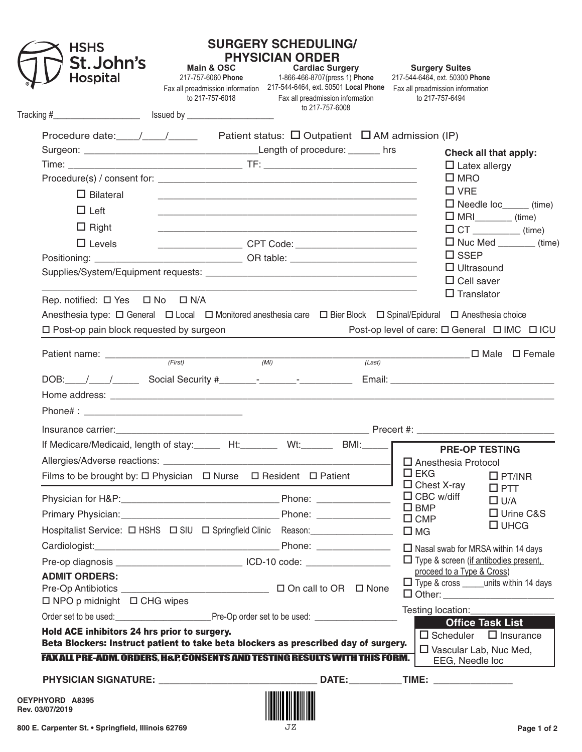HSHS St. John's Hospital

# SURGERY SCHEDULING/ PHYSICIAN ORDER

**Main & OSC**
217-757-6060 **Phone**
Fax all preadmission information to 217-757-6018

**Cardiac Surgery**
1-866-466-8707(press 1) **Phone**
217-544-6464, ext. 50501 **Local Phone**
Fax all preadmission information to 217-757-6008

**Surgery Suites**
217-544-6464, ext. 50300 **Phone**
Fax all preadmission information to 217-757-6494

Tracking #__________________ Issued by __________________

Procedure date:____/____/_____ Patient status: ☐ Outpatient ☐ AM admission (IP)

Surgeon: ________________________________ Length of procedure: ______ hrs

Time: ________________________________ TF: ____________________________

Procedure(s) / consent for: ____________________________________________

☐ Bilateral ____________________________________________

☐ Left ____________________________________________

☐ Right ____________________________________________

☐ Levels _______________ CPT Code: ______________________

Positioning: ___________________________ OR table: ______________________

Supplies/System/Equipment requests: ______________________________________

______________________________________________________________________

**Check all that apply:**
- ☐ Latex allergy
- ☐ MRO
- ☐ VRE
- ☐ Needle loc______ (time)
- ☐ MRI________ (time)
- ☐ CT __________ (time)
- ☐ Nuc Med ________ (time)
- ☐ SSEP
- ☐ Ultrasound
- ☐ Cell saver
- ☐ Translator

Rep. notified: ☐ Yes ☐ No ☐ N/A

Anesthesia type: ☐ General ☐ Local ☐ Monitored anesthesia care ☐ Bier Block ☐ Spinal/Epidural ☐ Anesthesia choice

☐ Post-op pain block requested by surgeon Post-op level of care: ☐ General ☐ IMC ☐ ICU

Patient name: ______________________________________________________ ☐ Male ☐ Female
(First) (MI) (Last)

DOB:____/____/_____ Social Security #_______-_______-__________ Email: ______________________________

Home address: ______________________________________________________________________

Phone# : ______________________________

Insurance carrier: ______________________________________________ Precert #: __________________________

If Medicare/Medicaid, length of stay:_____ Ht:_______ Wt:______ BMI:_____

Allergies/Adverse reactions: ____________________________________________

Films to be brought by: ☐ Physician ☐ Nurse ☐ Resident ☐ Patient

Physician for H&P: ______________________________ Phone: ______________

Primary Physician: ______________________________ Phone: ______________

Hospitalist Service: ☐ HSHS ☐ SIU ☐ Springfield Clinic Reason: __________________

Cardiologist: __________________________________ Phone: ______________

Pre-op diagnosis ________________________ ICD-10 code: ________________

**ADMIT ORDERS:**

Pre-Op Antibiotics ____________________________ ☐ On call to OR ☐ None

☐ NPO p midnight ☐ CHG wipes

Order set to be used:______________________ Pre-Op order set to be used: _________________

**PRE-OP TESTING**
- ☐ Anesthesia Protocol
- ☐ EKG
- ☐ Chest X-ray
- ☐ CBC w/diff
- ☐ BMP
- ☐ CMP
- ☐ MG
- ☐ PT/INR
- ☐ PTT
- ☐ U/A
- ☐ Urine C&S
- ☐ UHCG
- ☐ Nasal swab for MRSA within 14 days
- ☐ Type & screen (if antibodies present, proceed to a Type & Cross)
- ☐ Type & cross _____units within 14 days
- ☐ Other: ______________________

Testing location: ______________

**Hold ACE inhibitors 24 hrs prior to surgery.**
**Beta Blockers: Instruct patient to take beta blockers as prescribed day of surgery.**

**Office Task List**
- ☐ Scheduler ☐ Insurance
- ☐ Vascular Lab, Nuc Med, EEG, Needle loc

**FAX ALL PRE-ADM. ORDERS, H&P, CONSENTS AND TESTING RESULTS WITH THIS FORM.**

**PHYSICIAN SIGNATURE:** ____________________________ **DATE:**__________ **TIME:** _______________

OEYPHYORD A8395
Rev. 03/07/2019

JZ

800 E. Carpenter St. • Springfield, Illinois 62769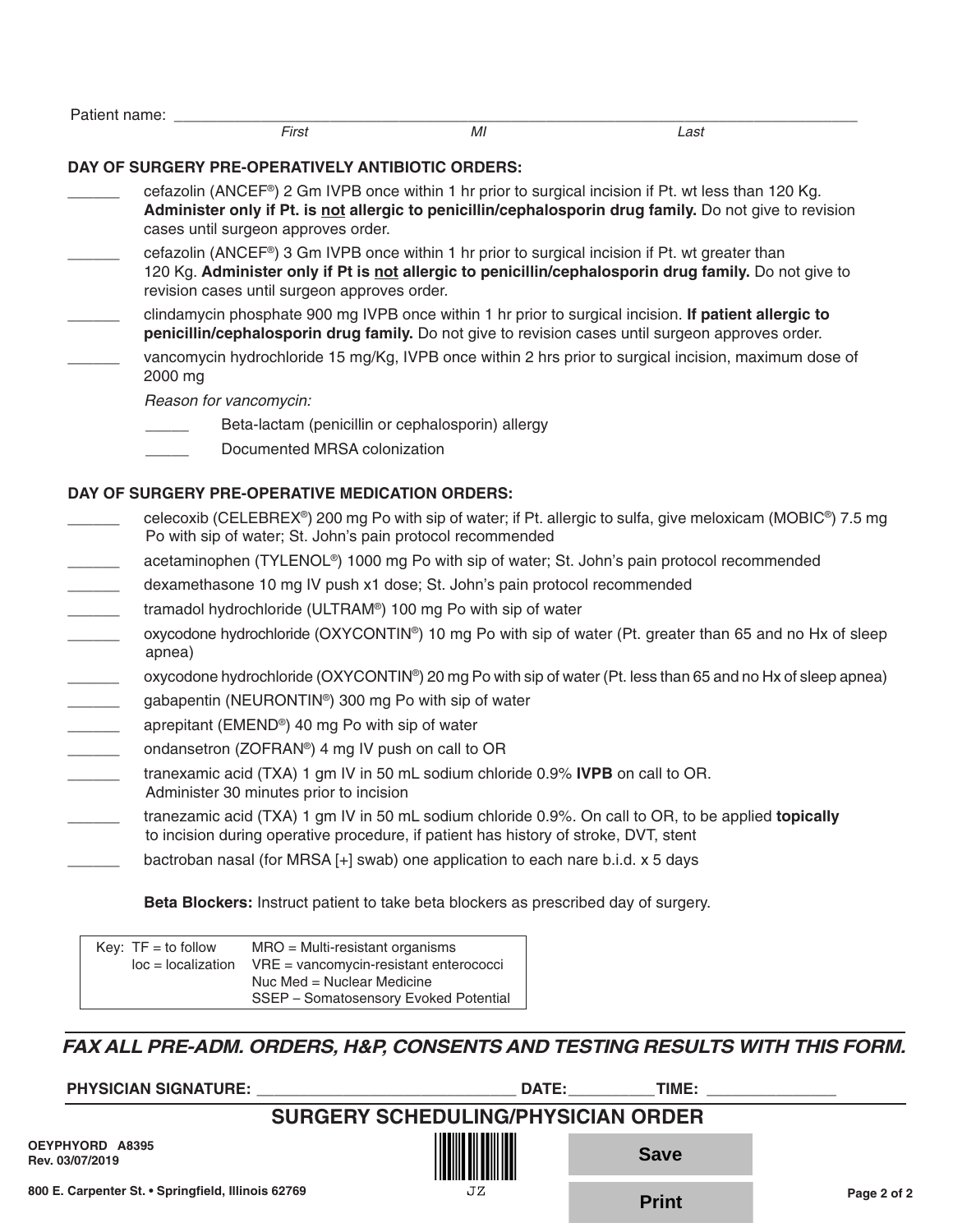Patient name: ______________________________________________
*First* *MI* *Last*

**DAY OF SURGERY PRE-OPERATIVELY ANTIBIOTIC ORDERS:**

______ cefazolin (ANCEF®) 2 Gm IVPB once within 1 hr prior to surgical incision if Pt. wt less than 120 Kg. **Administer only if Pt. is not allergic to penicillin/cephalosporin drug family.** Do not give to revision cases until surgeon approves order.

______ cefazolin (ANCEF®) 3 Gm IVPB once within 1 hr prior to surgical incision if Pt. wt greater than 120 Kg. **Administer only if Pt is not allergic to penicillin/cephalosporin drug family.** Do not give to revision cases until surgeon approves order.

______ clindamycin phosphate 900 mg IVPB once within 1 hr prior to surgical incision. **If patient allergic to penicillin/cephalosporin drug family.** Do not give to revision cases until surgeon approves order.

______ vancomycin hydrochloride 15 mg/Kg, IVPB once within 2 hrs prior to surgical incision, maximum dose of 2000 mg

*Reason for vancomycin:*

_____ Beta-lactam (penicillin or cephalosporin) allergy

_____ Documented MRSA colonization

**DAY OF SURGERY PRE-OPERATIVE MEDICATION ORDERS:**

______ celecoxib (CELEBREX®) 200 mg Po with sip of water; if Pt. allergic to sulfa, give meloxicam (MOBIC®) 7.5 mg Po with sip of water; St. John's pain protocol recommended

______ acetaminophen (TYLENOL®) 1000 mg Po with sip of water; St. John's pain protocol recommended

______ dexamethasone 10 mg IV push x1 dose; St. John's pain protocol recommended

______ tramadol hydrochloride (ULTRAM®) 100 mg Po with sip of water

______ oxycodone hydrochloride (OXYCONTIN®) 10 mg Po with sip of water (Pt. greater than 65 and no Hx of sleep apnea)

______ oxycodone hydrochloride (OXYCONTIN®) 20 mg Po with sip of water (Pt. less than 65 and no Hx of sleep apnea)

______ gabapentin (NEURONTIN®) 300 mg Po with sip of water

______ aprepitant (EMEND®) 40 mg Po with sip of water

______ ondansetron (ZOFRAN®) 4 mg IV push on call to OR

______ tranexamic acid (TXA) 1 gm IV in 50 mL sodium chloride 0.9% **IVPB** on call to OR. Administer 30 minutes prior to incision

______ tranezamic acid (TXA) 1 gm IV in 50 mL sodium chloride 0.9%. On call to OR, to be applied **topically** to incision during operative procedure, if patient has history of stroke, DVT, stent

______ bactroban nasal (for MRSA [+] swab) one application to each nare b.i.d. x 5 days

**Beta Blockers:** Instruct patient to take beta blockers as prescribed day of surgery.

| | |
|---|---|
| Key: TF = to follow | MRO = Multi-resistant organisms |
| loc = localization | VRE = vancomycin-resistant enterococci |
| | Nuc Med = Nuclear Medicine |
| | SSEP – Somatosensory Evoked Potential |

***FAX ALL PRE-ADM. ORDERS, H&P, CONSENTS AND TESTING RESULTS WITH THIS FORM.***

**PHYSICIAN SIGNATURE:** ____________________ **DATE:**__________ **TIME:** ______________

## SURGERY SCHEDULING/PHYSICIAN ORDER

**OEYPHYORD A8395**
**Rev. 03/07/2019**

JZ

Save

Print

**800 E. Carpenter St. • Springfield, Illinois 62769**